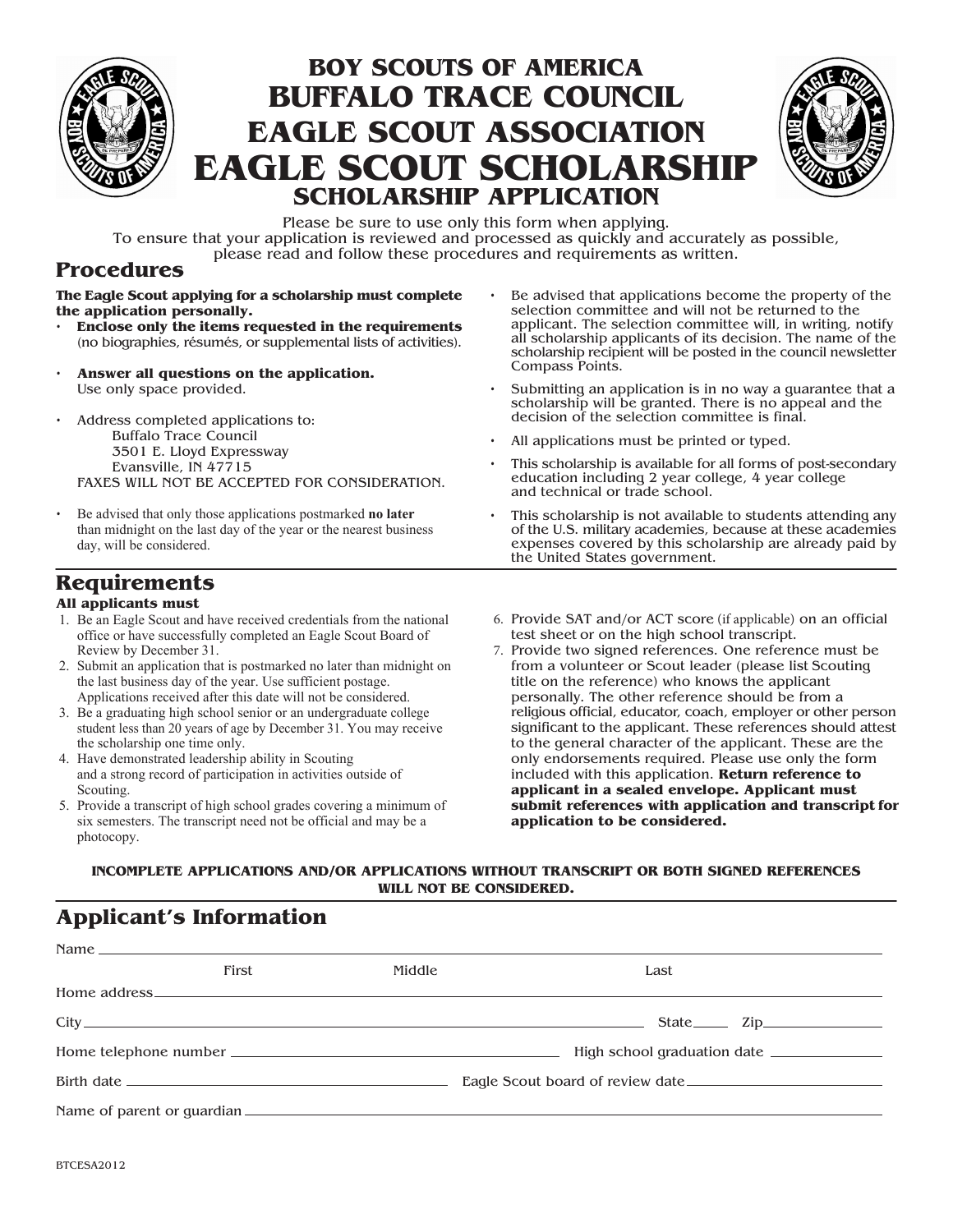# BOY SCOUTS OF AMERICA
# BUFFALO TRACE COUNCIL
# EAGLE SCOUT ASSOCIATION
# EAGLE SCOUT SCHOLARSHIP
## SCHOLARSHIP APPLICATION

Please be sure to use only this form when applying.
To ensure that your application is reviewed and processed as quickly and accurately as possible, please read and follow these procedures and requirements as written.

## Procedures

**The Eagle Scout applying for a scholarship must complete the application personally.**

- **Enclose only the items requested in the requirements** (no biographies, résumés, or supplemental lists of activities).
- **Answer all questions on the application.** Use only space provided.
- Address completed applications to:
  Buffalo Trace Council
  3501 E. Lloyd Expressway
  Evansville, IN 47715
  FAXES WILL NOT BE ACCEPTED FOR CONSIDERATION.
- Be advised that only those applications postmarked **no later** than midnight on the last day of the year or the nearest business day, will be considered.
- Be advised that applications become the property of the selection committee and will not be returned to the applicant. The selection committee will, in writing, notify all scholarship applicants of its decision. The name of the scholarship recipient will be posted in the council newsletter Compass Points.
- Submitting an application is in no way a guarantee that a scholarship will be granted. There is no appeal and the decision of the selection committee is final.
- All applications must be printed or typed.
- This scholarship is available for all forms of post-secondary education including 2 year college, 4 year college and technical or trade school.
- This scholarship is not available to students attending any of the U.S. military academies, because at these academies expenses covered by this scholarship are already paid by the United States government.

## Requirements

**All applicants must**

1. Be an Eagle Scout and have received credentials from the national office or have successfully completed an Eagle Scout Board of Review by December 31.
2. Submit an application that is postmarked no later than midnight on the last business day of the year. Use sufficient postage. Applications received after this date will not be considered.
3. Be a graduating high school senior or an undergraduate college student less than 20 years of age by December 31. You may receive the scholarship one time only.
4. Have demonstrated leadership ability in Scouting and a strong record of participation in activities outside of Scouting.
5. Provide a transcript of high school grades covering a minimum of six semesters. The transcript need not be official and may be a photocopy.
6. Provide SAT and/or ACT score (if applicable) on an official test sheet or on the high school transcript.
7. Provide two signed references. One reference must be from a volunteer or Scout leader (please list Scouting title on the reference) who knows the applicant personally. The other reference should be from a religious official, educator, coach, employer or other person significant to the applicant. These references should attest to the general character of the applicant. These are the only endorsements required. Please use only the form included with this application. **Return reference to applicant in a sealed envelope. Applicant must submit references with application and transcript for application to be considered.**

**INCOMPLETE APPLICATIONS AND/OR APPLICATIONS WITHOUT TRANSCRIPT OR BOTH SIGNED REFERENCES WILL NOT BE CONSIDERED.**

## Applicant's Information

Name ______________________________________________
First Middle Last

Home address ______________________________________________

City ______________________________ State ______ Zip __________

Home telephone number ______________________ High school graduation date __________

Birth date ______________________ Eagle Scout board of review date ______________________

Name of parent or guardian ______________________________________________

BTCESA2012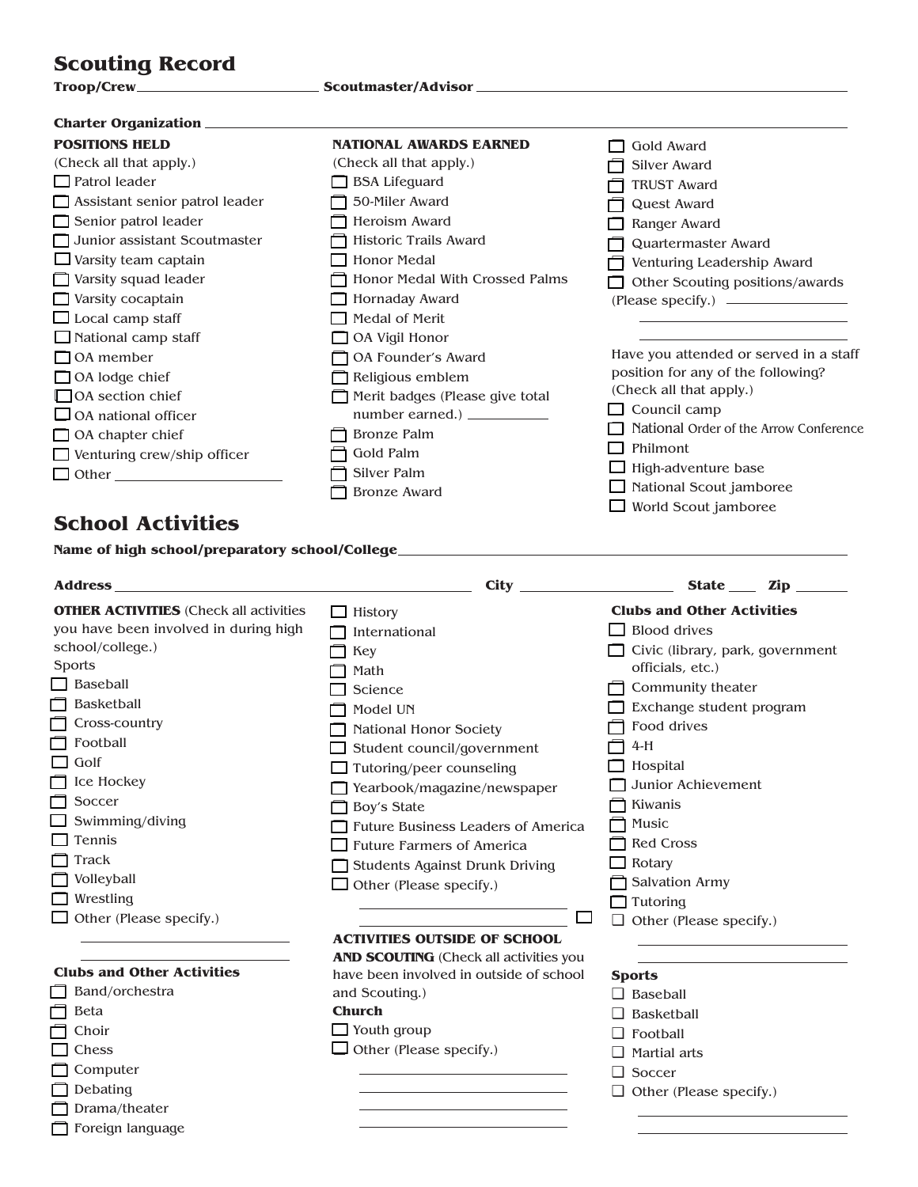## Scouting Record

**Troop/Crew** ______________________ **Scoutmaster/Advisor** ______________________

**Charter Organization** ______________________

**POSITIONS HELD**
(Check all that apply.)

- ☐ Patrol leader
- ☐ Assistant senior patrol leader
- ☐ Senior patrol leader
- ☐ Junior assistant Scoutmaster
- ☐ Varsity team captain
- ☐ Varsity squad leader
- ☐ Varsity cocaptain
- ☐ Local camp staff
- ☐ National camp staff
- ☐ OA member
- ☐ OA lodge chief
- ☐ OA section chief
- ☐ OA national officer
- ☐ OA chapter chief
- ☐ Venturing crew/ship officer
- ☐ Other ______________________

**NATIONAL AWARDS EARNED**
(Check all that apply.)

- ☐ BSA Lifeguard
- ☐ 50-Miler Award
- ☐ Heroism Award
- ☐ Historic Trails Award
- ☐ Honor Medal
- ☐ Honor Medal With Crossed Palms
- ☐ Hornaday Award
- ☐ Medal of Merit
- ☐ OA Vigil Honor
- ☐ OA Founder's Award
- ☐ Religious emblem
- ☐ Merit badges (Please give total number earned.) __________
- ☐ Bronze Palm
- ☐ Gold Palm
- ☐ Silver Palm
- ☐ Bronze Award
- ☐ Gold Award
- ☐ Silver Award
- ☐ TRUST Award
- ☐ Quest Award
- ☐ Ranger Award
- ☐ Quartermaster Award
- ☐ Venturing Leadership Award
- ☐ Other Scouting positions/awards (Please specify.) ______________________

Have you attended or served in a staff position for any of the following? (Check all that apply.)

- ☐ Council camp
- ☐ National Order of the Arrow Conference
- ☐ Philmont
- ☐ High-adventure base
- ☐ National Scout jamboree
- ☐ World Scout jamboree

## School Activities

**Name of high school/preparatory school/College** ______________________

**Address** ______________________ **City** ______________ **State** ____ **Zip** ______

**OTHER ACTIVITIES** (Check all activities you have been involved in during high school/college.)

Sports

- ☐ Baseball
- ☐ Basketball
- ☐ Cross-country
- ☐ Football
- ☐ Golf
- ☐ Ice Hockey
- ☐ Soccer
- ☐ Swimming/diving
- ☐ Tennis
- ☐ Track
- ☐ Volleyball
- ☐ Wrestling
- ☐ Other (Please specify.) ______________________

**Clubs and Other Activities**

- ☐ Band/orchestra
- ☐ Beta
- ☐ Choir
- ☐ Chess
- ☐ Computer
- ☐ Debating
- ☐ Drama/theater
- ☐ Foreign language
- ☐ History
- ☐ International
- ☐ Key
- ☐ Math
- ☐ Science
- ☐ Model UN
- ☐ National Honor Society
- ☐ Student council/government
- ☐ Tutoring/peer counseling
- ☐ Yearbook/magazine/newspaper
- ☐ Boy's State
- ☐ Future Business Leaders of America
- ☐ Future Farmers of America
- ☐ Students Against Drunk Driving
- ☐ Other (Please specify.) ______________________ ☐

**ACTIVITIES OUTSIDE OF SCHOOL AND SCOUTING** (Check all activities you have been involved in outside of school and Scouting.)

**Church**

- ☐ Youth group
- ☐ Other (Please specify.) ______________________

**Clubs and Other Activities**

- ☐ Blood drives
- ☐ Civic (library, park, government officials, etc.)
- ☐ Community theater
- ☐ Exchange student program
- ☐ Food drives
- ☐ 4-H
- ☐ Hospital
- ☐ Junior Achievement
- ☐ Kiwanis
- ☐ Music
- ☐ Red Cross
- ☐ Rotary
- ☐ Salvation Army
- ☐ Tutoring
- ☐ Other (Please specify.) ______________________

**Sports**

- ☐ Baseball
- ☐ Basketball
- ☐ Football
- ☐ Martial arts
- ☐ Soccer
- ☐ Other (Please specify.) ______________________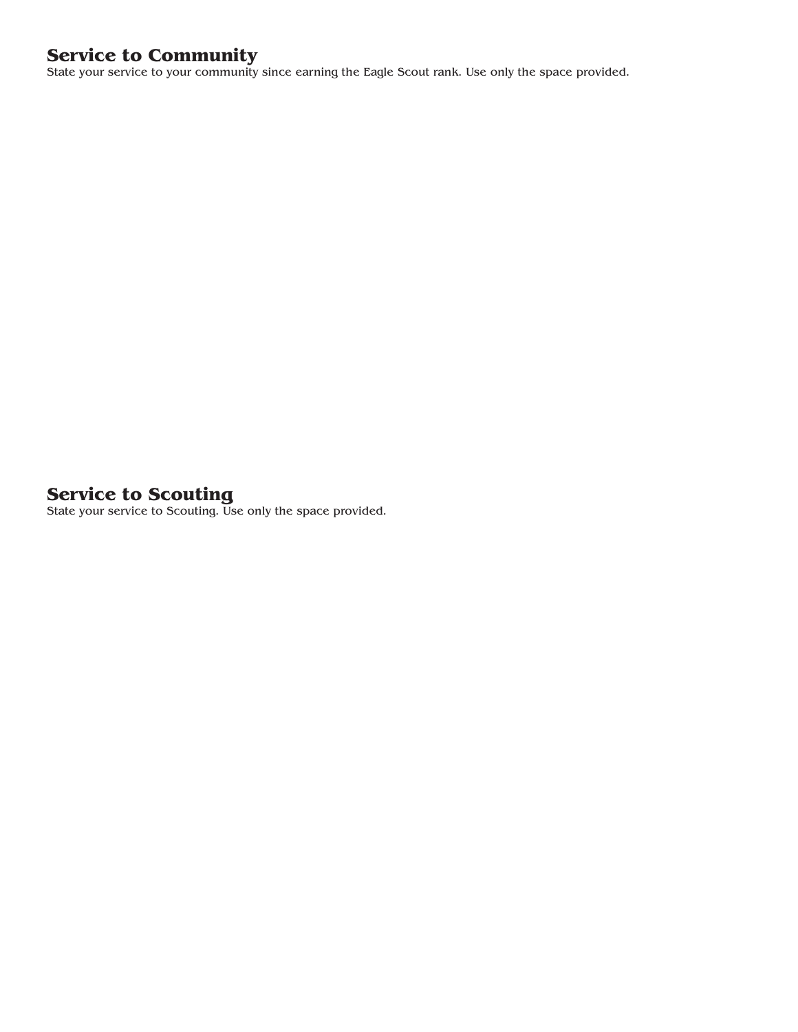## Service to Community

State your service to your community since earning the Eagle Scout rank. Use only the space provided.

## Service to Scouting

State your service to Scouting. Use only the space provided.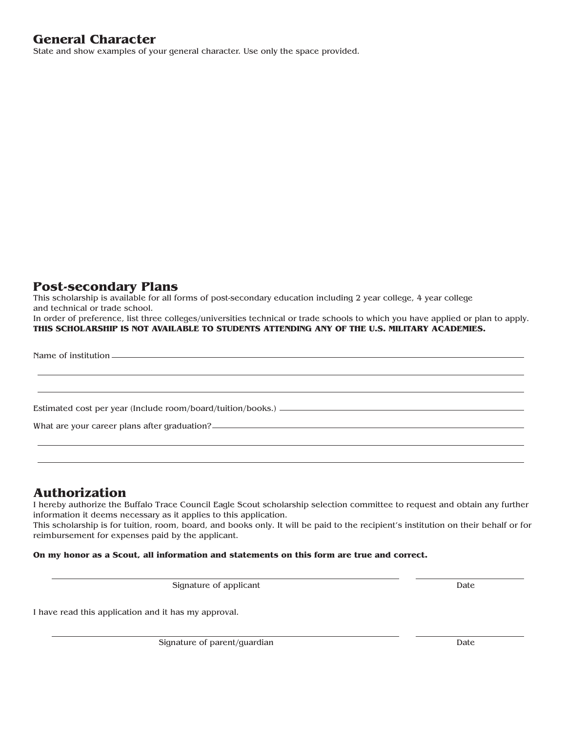## General Character

State and show examples of your general character. Use only the space provided.

## Post-secondary Plans

This scholarship is available for all forms of post-secondary education including 2 year college, 4 year college and technical or trade school.

In order of preference, list three colleges/universities technical or trade schools to which you have applied or plan to apply.

**THIS SCHOLARSHIP IS NOT AVAILABLE TO STUDENTS ATTENDING ANY OF THE U.S. MILITARY ACADEMIES.**

Name of institution ________________________________________________

________________________________________________

________________________________________________

Estimated cost per year (Include room/board/tuition/books.) ________________________________

What are your career plans after graduation? ________________________________________________

________________________________________________

________________________________________________

## Authorization

I hereby authorize the Buffalo Trace Council Eagle Scout scholarship selection committee to request and obtain any further information it deems necessary as it applies to this application.

This scholarship is for tuition, room, board, and books only. It will be paid to the recipient's institution on their behalf or for reimbursement for expenses paid by the applicant.

**On my honor as a Scout, all information and statements on this form are true and correct.**

________________________________________________ ____________________

Signature of applicant Date

I have read this application and it has my approval.

________________________________________________ ____________________

Signature of parent/guardian Date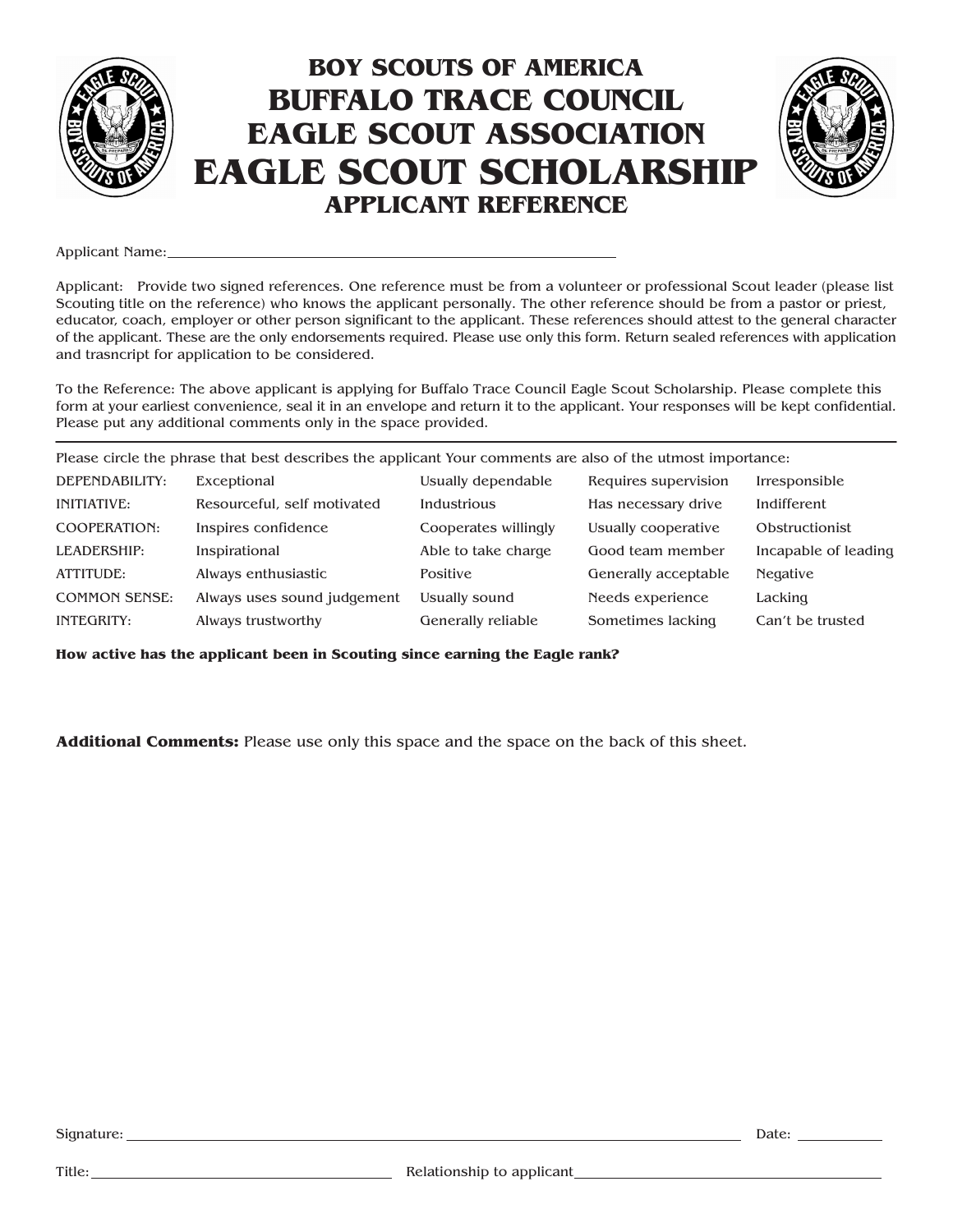# BOY SCOUTS OF AMERICA
# BUFFALO TRACE COUNCIL
# EAGLE SCOUT ASSOCIATION
# EAGLE SCOUT SCHOLARSHIP
## APPLICANT REFERENCE

Applicant Name:______________________________________________________

Applicant: Provide two signed references. One reference must be from a volunteer or professional Scout leader (please list Scouting title on the reference) who knows the applicant personally. The other reference should be from a pastor or priest, educator, coach, employer or other person significant to the applicant. These references should attest to the general character of the applicant. These are the only endorsements required. Please use only this form. Return sealed references with application and trasncript for application to be considered.

To the Reference: The above applicant is applying for Buffalo Trace Council Eagle Scout Scholarship. Please complete this form at your earliest convenience, seal it in an envelope and return it to the applicant. Your responses will be kept confidential. Please put any additional comments only in the space provided.

---

Please circle the phrase that best describes the applicant Your comments are also of the utmost importance:

| | | | | |
|---|---|---|---|---|
| DEPENDABILITY: | Exceptional | Usually dependable | Requires supervision | Irresponsible |
| INITIATIVE: | Resourceful, self motivated | Industrious | Has necessary drive | Indifferent |
| COOPERATION: | Inspires confidence | Cooperates willingly | Usually cooperative | Obstructionist |
| LEADERSHIP: | Inspirational | Able to take charge | Good team member | Incapable of leading |
| ATTITUDE: | Always enthusiastic | Positive | Generally acceptable | Negative |
| COMMON SENSE: | Always uses sound judgement | Usually sound | Needs experience | Lacking |
| INTEGRITY: | Always trustworthy | Generally reliable | Sometimes lacking | Can't be trusted |

**How active has the applicant been in Scouting since earning the Eagle rank?**

**Additional Comments:** Please use only this space and the space on the back of this sheet.

Signature: ______________________________________________ Date: __________

Title: ______________________ Relationship to applicant______________________